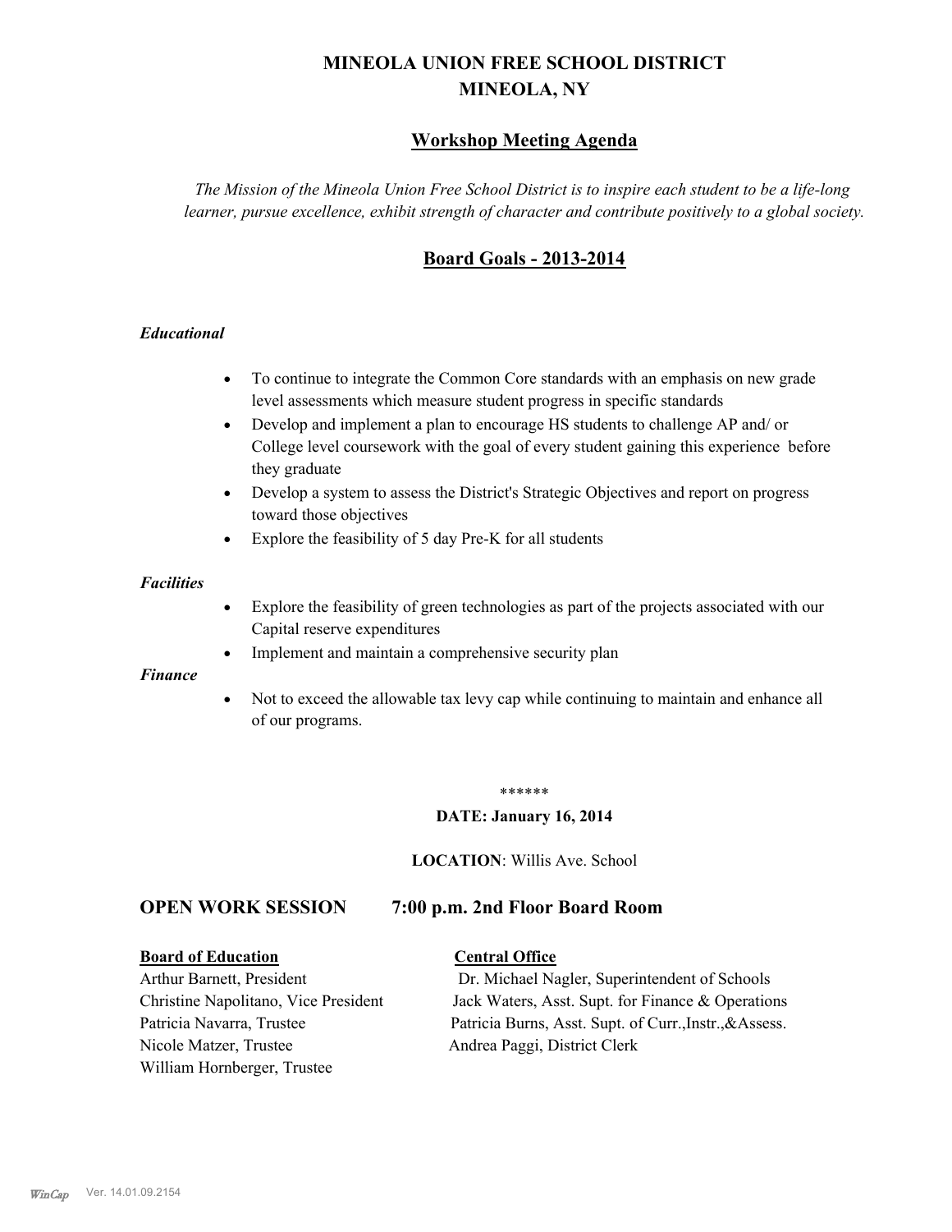# MINEOLA UNION FREE SCHOOL DISTRICT
# MINEOLA, NY

## Workshop Meeting Agenda

*The Mission of the Mineola Union Free School District is to inspire each student to be a life-long learner, pursue excellence, exhibit strength of character and contribute positively to a global society.*

## Board Goals - 2013-2014

### *Educational*

- To continue to integrate the Common Core standards with an emphasis on new grade level assessments which measure student progress in specific standards
- Develop and implement a plan to encourage HS students to challenge AP and/ or College level coursework with the goal of every student gaining this experience before they graduate
- Develop a system to assess the District's Strategic Objectives and report on progress toward those objectives
- Explore the feasibility of 5 day Pre-K for all students

### *Facilities*

- Explore the feasibility of green technologies as part of the projects associated with our Capital reserve expenditures
- Implement and maintain a comprehensive security plan

### *Finance*

- Not to exceed the allowable tax levy cap while continuing to maintain and enhance all of our programs.

******

**DATE: January 16, 2014**

**LOCATION**: Willis Ave. School

## OPEN WORK SESSION 7:00 p.m. 2nd Floor Board Room

**Board of Education**

Arthur Barnett, President
Christine Napolitano, Vice President
Patricia Navarra, Trustee
Nicole Matzer, Trustee
William Hornberger, Trustee

**Central Office**

Dr. Michael Nagler, Superintendent of Schools
Jack Waters, Asst. Supt. for Finance & Operations
Patricia Burns, Asst. Supt. of Curr.,Instr.,&Assess.
Andrea Paggi, District Clerk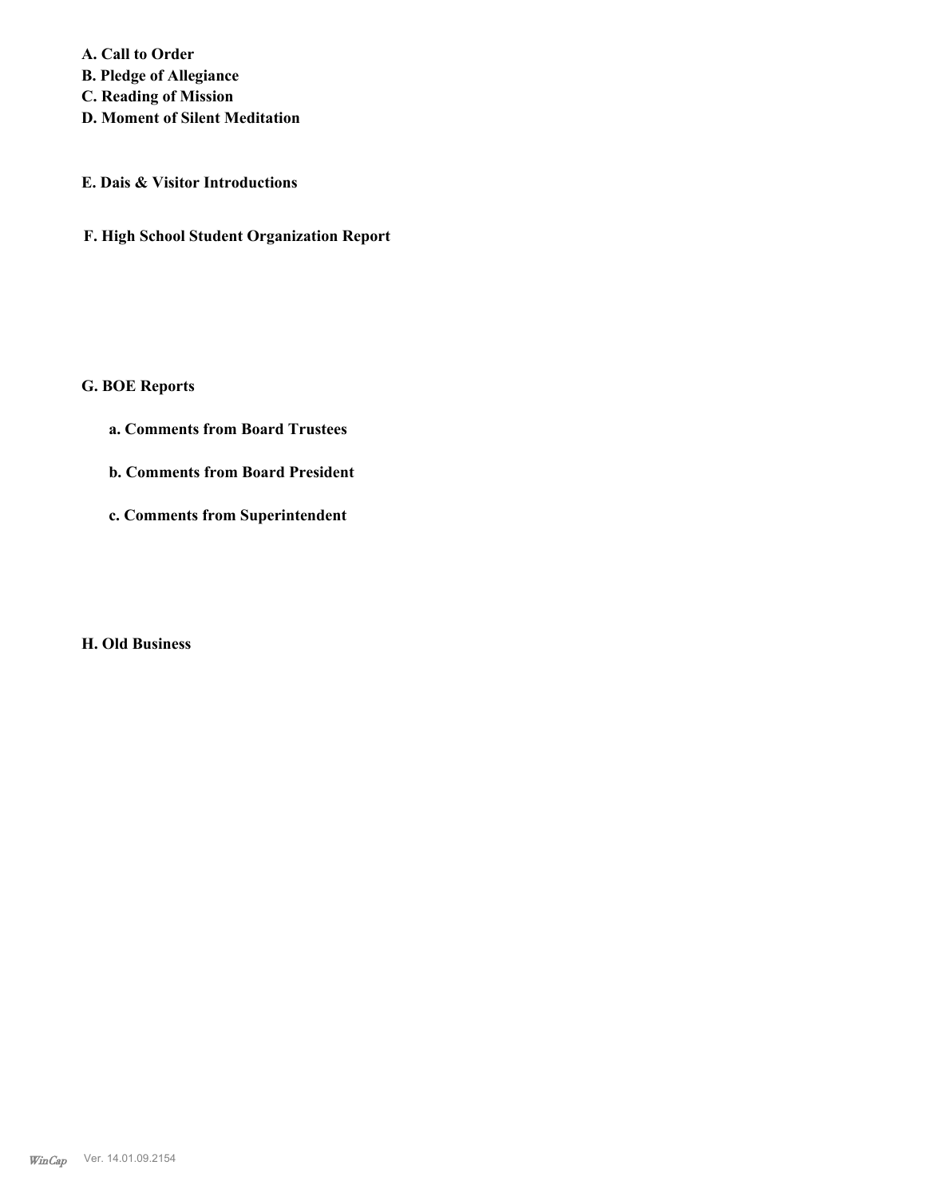**A. Call to Order**
**B. Pledge of Allegiance**
**C. Reading of Mission**
**D. Moment of Silent Meditation**

**E. Dais & Visitor Introductions**

**F. High School Student Organization Report**

**G. BOE Reports**

**a. Comments from Board Trustees**

**b. Comments from Board President**

**c. Comments from Superintendent**

**H. Old Business**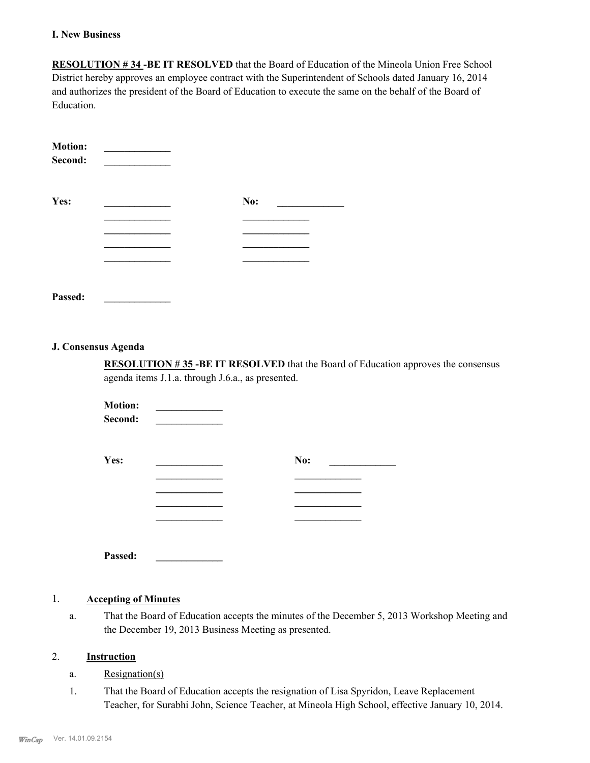**I. New Business**

**RESOLUTION # 34 -BE IT RESOLVED** that the Board of Education of the Mineola Union Free School District hereby approves an employee contract with the Superintendent of Schools dated January 16, 2014 and authorizes the president of the Board of Education to execute the same on the behalf of the Board of Education.

**Motion:** _____________
**Second:** _____________

**Yes:** _____________ **No:** _____________
_____________ _____________
_____________ _____________
_____________ _____________
_____________ _____________

**Passed:** _____________

**J. Consensus Agenda**

**RESOLUTION # 35 -BE IT RESOLVED** that the Board of Education approves the consensus agenda items J.1.a. through J.6.a., as presented.

**Motion:** _____________
**Second:** _____________

**Yes:** _____________ **No:** _____________
_____________ _____________
_____________ _____________
_____________ _____________
_____________ _____________

**Passed:** _____________

1. **Accepting of Minutes**
   a. That the Board of Education accepts the minutes of the December 5, 2013 Workshop Meeting and the December 19, 2013 Business Meeting as presented.

2. **Instruction**
   a. Resignation(s)
   1. That the Board of Education accepts the resignation of Lisa Spyridon, Leave Replacement Teacher, for Surabhi John, Science Teacher, at Mineola High School, effective January 10, 2014.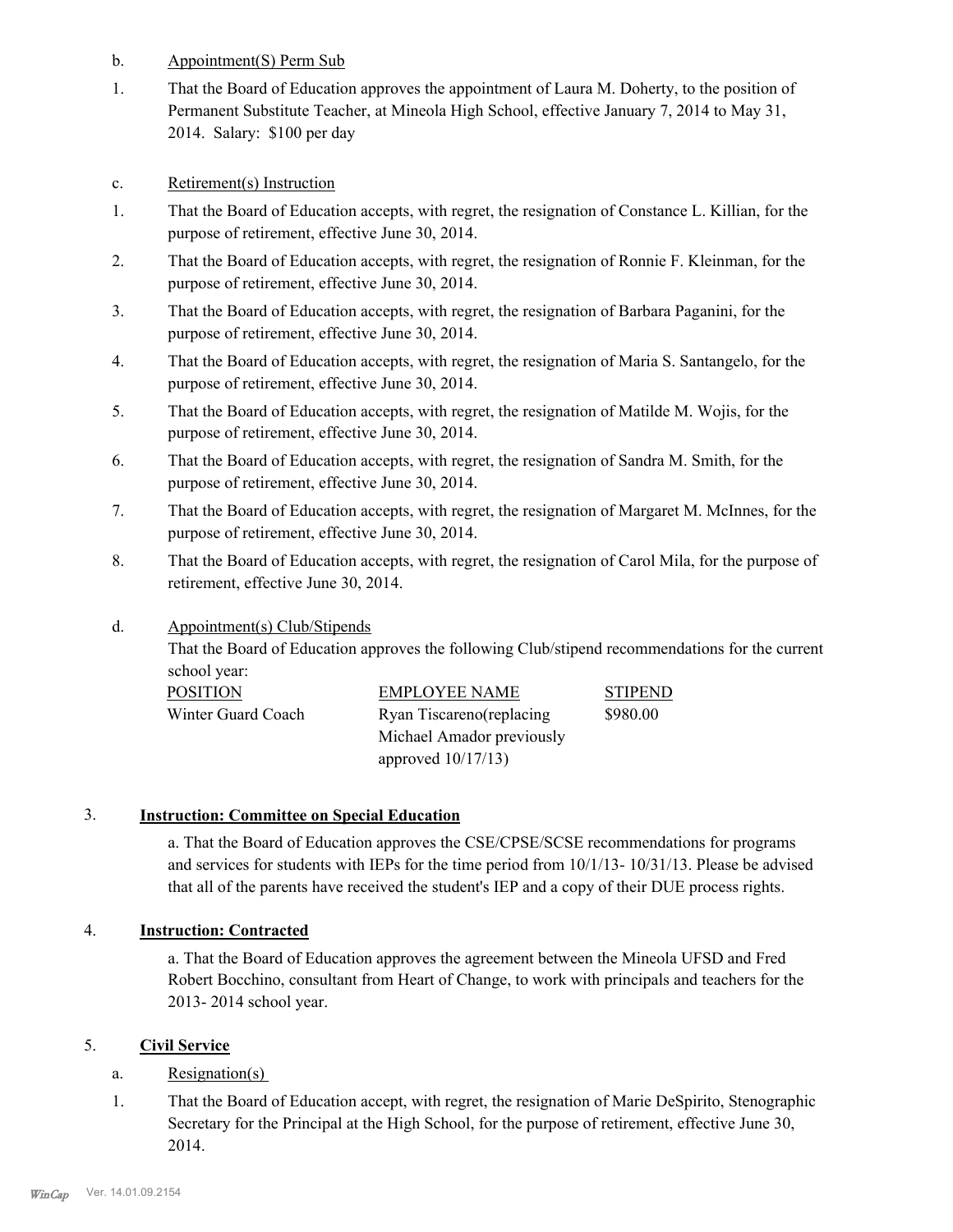b. Appointment(S) Perm Sub

1. That the Board of Education approves the appointment of Laura M. Doherty, to the position of Permanent Substitute Teacher, at Mineola High School, effective January 7, 2014 to May 31, 2014. Salary: $100 per day

c. Retirement(s) Instruction

1. That the Board of Education accepts, with regret, the resignation of Constance L. Killian, for the purpose of retirement, effective June 30, 2014.
2. That the Board of Education accepts, with regret, the resignation of Ronnie F. Kleinman, for the purpose of retirement, effective June 30, 2014.
3. That the Board of Education accepts, with regret, the resignation of Barbara Paganini, for the purpose of retirement, effective June 30, 2014.
4. That the Board of Education accepts, with regret, the resignation of Maria S. Santangelo, for the purpose of retirement, effective June 30, 2014.
5. That the Board of Education accepts, with regret, the resignation of Matilde M. Wojis, for the purpose of retirement, effective June 30, 2014.
6. That the Board of Education accepts, with regret, the resignation of Sandra M. Smith, for the purpose of retirement, effective June 30, 2014.
7. That the Board of Education accepts, with regret, the resignation of Margaret M. McInnes, for the purpose of retirement, effective June 30, 2014.
8. That the Board of Education accepts, with regret, the resignation of Carol Mila, for the purpose of retirement, effective June 30, 2014.

d. Appointment(s) Club/Stipends

That the Board of Education approves the following Club/stipend recommendations for the current school year:

| POSITION | EMPLOYEE NAME | STIPEND |
|---|---|---|
| Winter Guard Coach | Ryan Tiscareno(replacing Michael Amador previously approved 10/17/13) | $980.00 |

3. **Instruction: Committee on Special Education**

a. That the Board of Education approves the CSE/CPSE/SCSE recommendations for programs and services for students with IEPs for the time period from 10/1/13- 10/31/13. Please be advised that all of the parents have received the student's IEP and a copy of their DUE process rights.

4. **Instruction: Contracted**

a. That the Board of Education approves the agreement between the Mineola UFSD and Fred Robert Bocchino, consultant from Heart of Change, to work with principals and teachers for the 2013- 2014 school year.

5. **Civil Service**

a. Resignation(s)

1. That the Board of Education accept, with regret, the resignation of Marie DeSpirito, Stenographic Secretary for the Principal at the High School, for the purpose of retirement, effective June 30, 2014.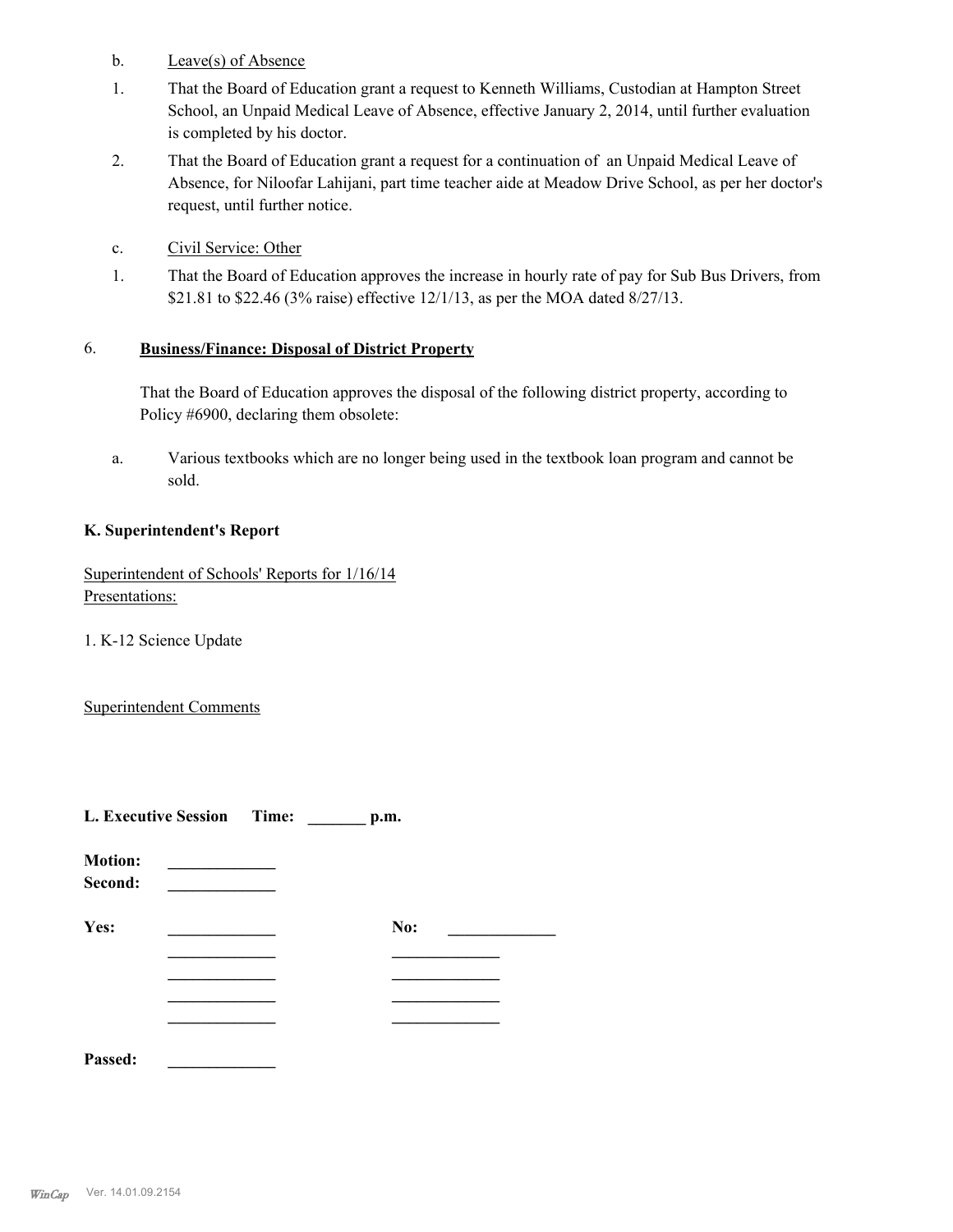b. Leave(s) of Absence

1. That the Board of Education grant a request to Kenneth Williams, Custodian at Hampton Street School, an Unpaid Medical Leave of Absence, effective January 2, 2014, until further evaluation is completed by his doctor.

2. That the Board of Education grant a request for a continuation of an Unpaid Medical Leave of Absence, for Niloofar Lahijani, part time teacher aide at Meadow Drive School, as per her doctor's request, until further notice.

c. Civil Service: Other

1. That the Board of Education approves the increase in hourly rate of pay for Sub Bus Drivers, from $21.81 to $22.46 (3% raise) effective 12/1/13, as per the MOA dated 8/27/13.

6. **Business/Finance: Disposal of District Property**

That the Board of Education approves the disposal of the following district property, according to Policy #6900, declaring them obsolete:

a. Various textbooks which are no longer being used in the textbook loan program and cannot be sold.

**K. Superintendent's Report**

Superintendent of Schools' Reports for 1/16/14
Presentations:

1. K-12 Science Update

Superintendent Comments

**L. Executive Session Time: _______ p.m.**

**Motion:** _____________
**Second:** _____________

**Yes:** _____________ **No:** _____________
_____________ _____________
_____________ _____________
_____________ _____________
_____________ _____________

**Passed:** _____________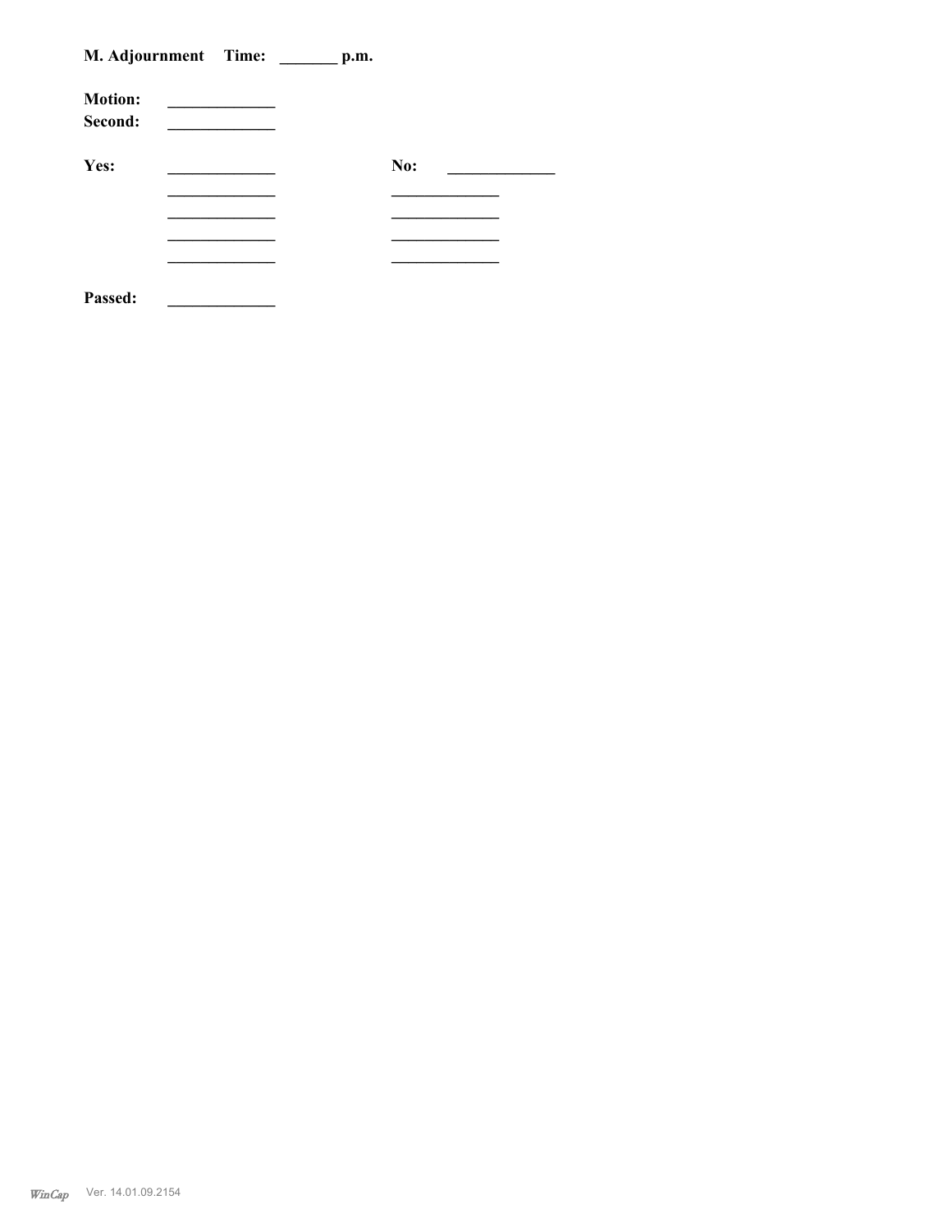**M. Adjournment Time: _______ p.m.**

**Motion:** _____________
**Second:** _____________

| | | | |
|---|---|---|---|
| **Yes:** | _____________ | **No:** | _____________ |
| | _____________ | | _____________ |
| | _____________ | | _____________ |
| | _____________ | | _____________ |
| | _____________ | | _____________ |

**Passed:** _____________

*WinCap* Ver. 14.01.09.2154